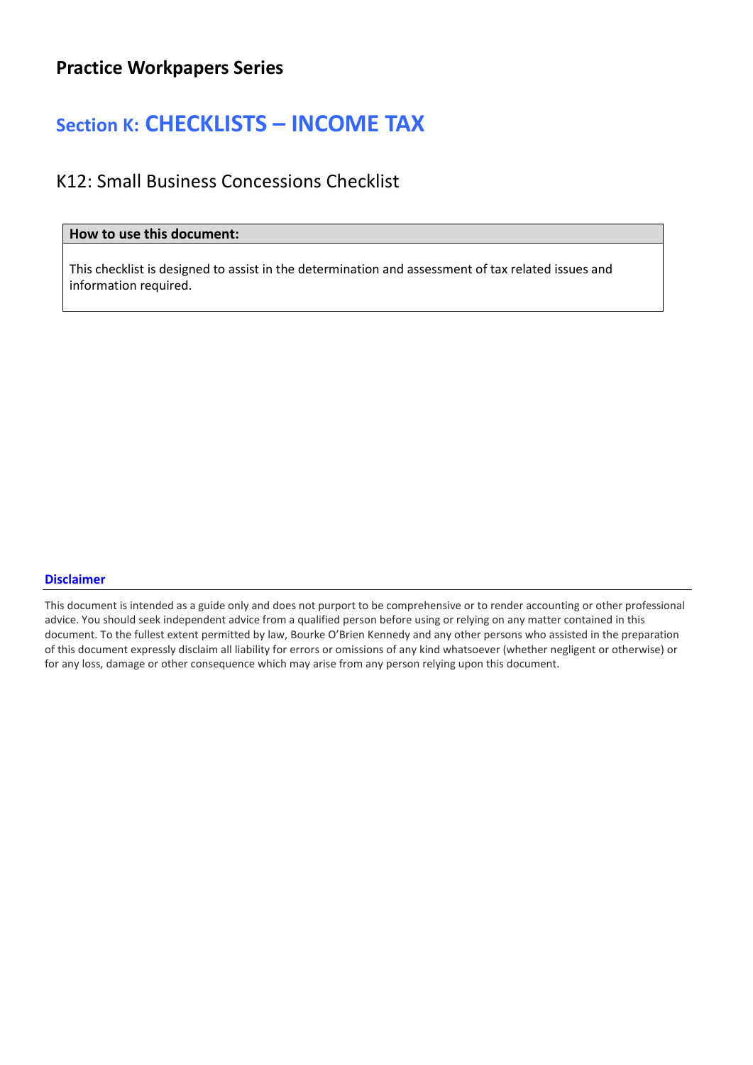**Practice Workpapers Series**

# Section K: CHECKLISTS – INCOME TAX

## K12: Small Business Concessions Checklist

| How to use this document: |
|---|
| This checklist is designed to assist in the determination and assessment of tax related issues and information required. |

**Disclaimer**

This document is intended as a guide only and does not purport to be comprehensive or to render accounting or other professional advice. You should seek independent advice from a qualified person before using or relying on any matter contained in this document. To the fullest extent permitted by law, Bourke O'Brien Kennedy and any other persons who assisted in the preparation of this document expressly disclaim all liability for errors or omissions of any kind whatsoever (whether negligent or otherwise) or for any loss, damage or other consequence which may arise from any person relying upon this document.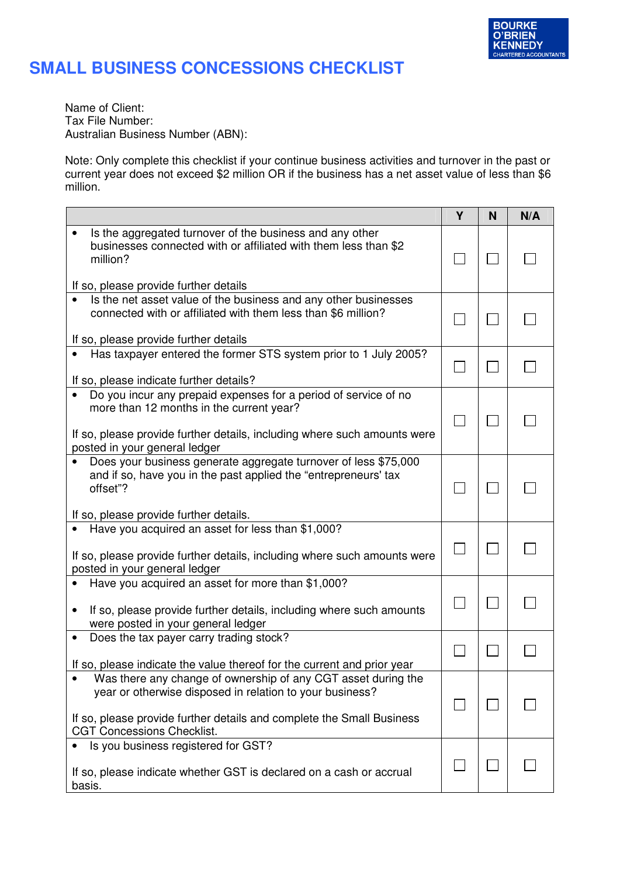BOURKE O'BRIEN KENNEDY
CHARTERED ACCOUNTANTS

# SMALL BUSINESS CONCESSIONS CHECKLIST

Name of Client:
Tax File Number:
Australian Business Number (ABN):

Note: Only complete this checklist if your continue business activities and turnover in the past or current year does not exceed $2 million OR if the business has a net asset value of less than $6 million.

| | Y | N | N/A |
|---|---|---|---|
| • Is the aggregated turnover of the business and any other businesses connected with or affiliated with them less than $2 million?<br><br>If so, please provide further details | ☐ | ☐ | ☐ |
| • Is the net asset value of the business and any other businesses connected with or affiliated with them less than $6 million?<br><br>If so, please provide further details | ☐ | ☐ | ☐ |
| • Has taxpayer entered the former STS system prior to 1 July 2005?<br><br>If so, please indicate further details? | ☐ | ☐ | ☐ |
| • Do you incur any prepaid expenses for a period of service of no more than 12 months in the current year?<br><br>If so, please provide further details, including where such amounts were posted in your general ledger | ☐ | ☐ | ☐ |
| • Does your business generate aggregate turnover of less $75,000 and if so, have you in the past applied the "entrepreneurs' tax offset"?<br><br>If so, please provide further details. | ☐ | ☐ | ☐ |
| • Have you acquired an asset for less than $1,000?<br><br>If so, please provide further details, including where such amounts were posted in your general ledger | ☐ | ☐ | ☐ |
| • Have you acquired an asset for more than $1,000?<br><br>• If so, please provide further details, including where such amounts were posted in your general ledger | ☐ | ☐ | ☐ |
| • Does the tax payer carry trading stock?<br><br>If so, please indicate the value thereof for the current and prior year | ☐ | ☐ | ☐ |
| • Was there any change of ownership of any CGT asset during the year or otherwise disposed in relation to your business?<br><br>If so, please provide further details and complete the Small Business CGT Concessions Checklist. | ☐ | ☐ | ☐ |
| • Is you business registered for GST?<br><br>If so, please indicate whether GST is declared on a cash or accrual basis. | ☐ | ☐ | ☐ |